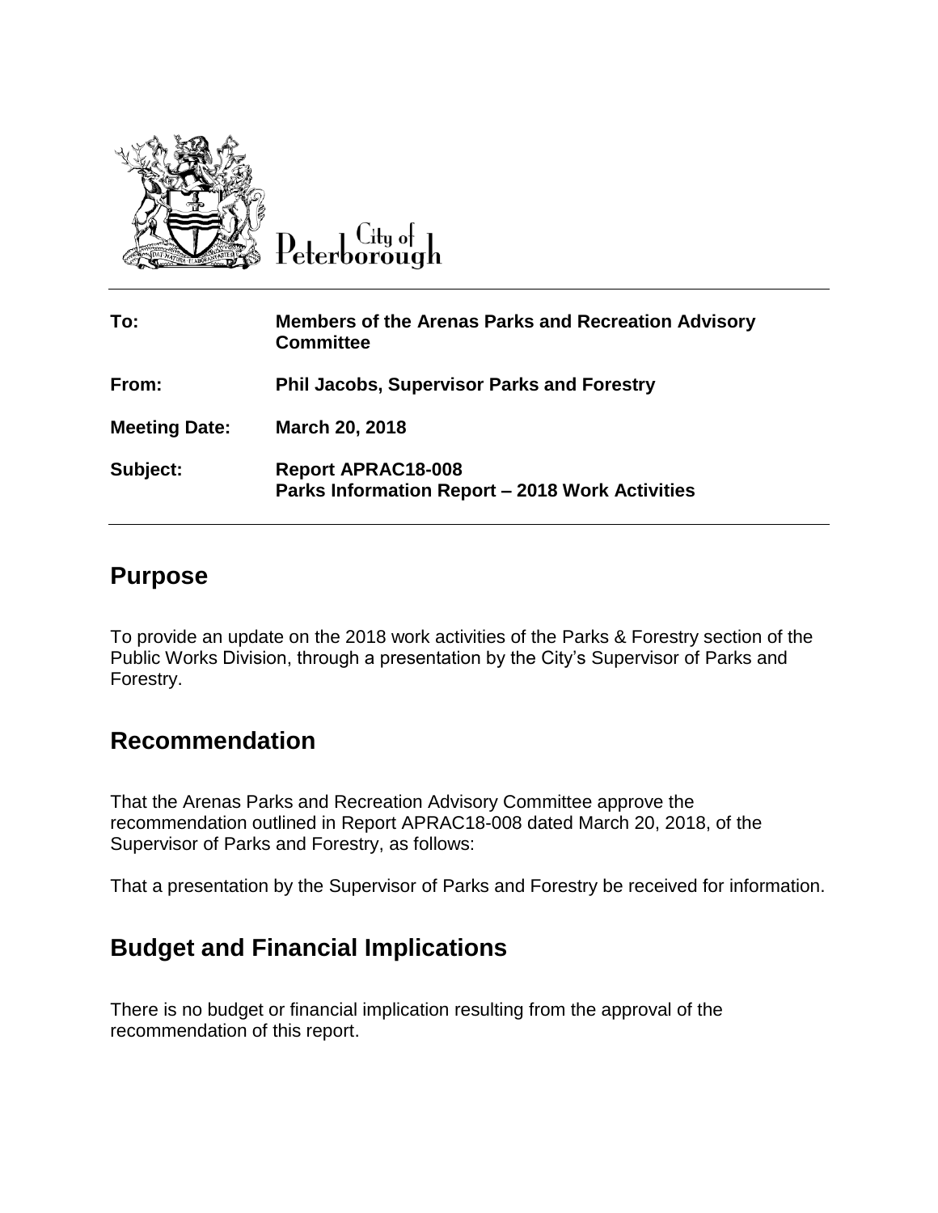City of Peterborough

| | |
|---|---|
| **To:** | **Members of the Arenas Parks and Recreation Advisory Committee** |
| **From:** | **Phil Jacobs, Supervisor Parks and Forestry** |
| **Meeting Date:** | **March 20, 2018** |
| **Subject:** | **Report APRAC18-008**<br>**Parks Information Report – 2018 Work Activities** |

## Purpose

To provide an update on the 2018 work activities of the Parks & Forestry section of the Public Works Division, through a presentation by the City's Supervisor of Parks and Forestry.

## Recommendation

That the Arenas Parks and Recreation Advisory Committee approve the recommendation outlined in Report APRAC18-008 dated March 20, 2018, of the Supervisor of Parks and Forestry, as follows:

That a presentation by the Supervisor of Parks and Forestry be received for information.

## Budget and Financial Implications

There is no budget or financial implication resulting from the approval of the recommendation of this report.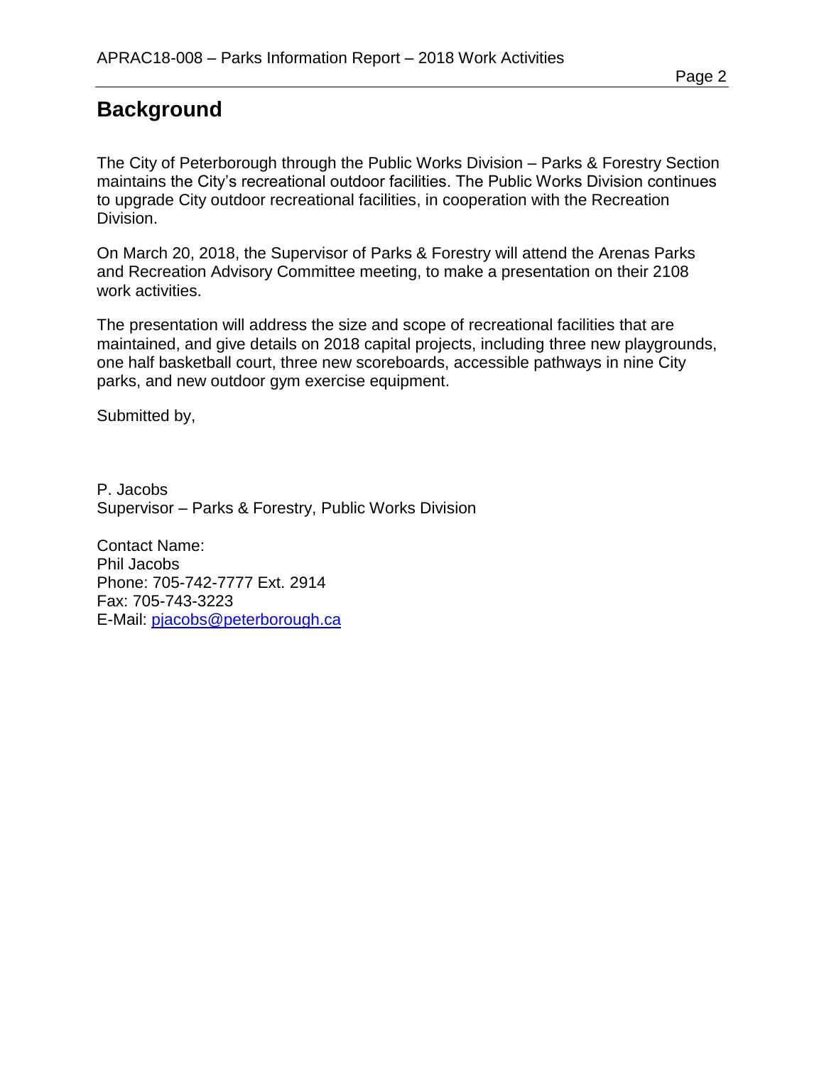## Background

The City of Peterborough through the Public Works Division – Parks & Forestry Section maintains the City's recreational outdoor facilities. The Public Works Division continues to upgrade City outdoor recreational facilities, in cooperation with the Recreation Division.

On March 20, 2018, the Supervisor of Parks & Forestry will attend the Arenas Parks and Recreation Advisory Committee meeting, to make a presentation on their 2108 work activities.

The presentation will address the size and scope of recreational facilities that are maintained, and give details on 2018 capital projects, including three new playgrounds, one half basketball court, three new scoreboards, accessible pathways in nine City parks, and new outdoor gym exercise equipment.

Submitted by,

P. Jacobs
Supervisor – Parks & Forestry, Public Works Division

Contact Name:
Phil Jacobs
Phone: 705-742-7777 Ext. 2914
Fax: 705-743-3223
E-Mail: pjacobs@peterborough.ca